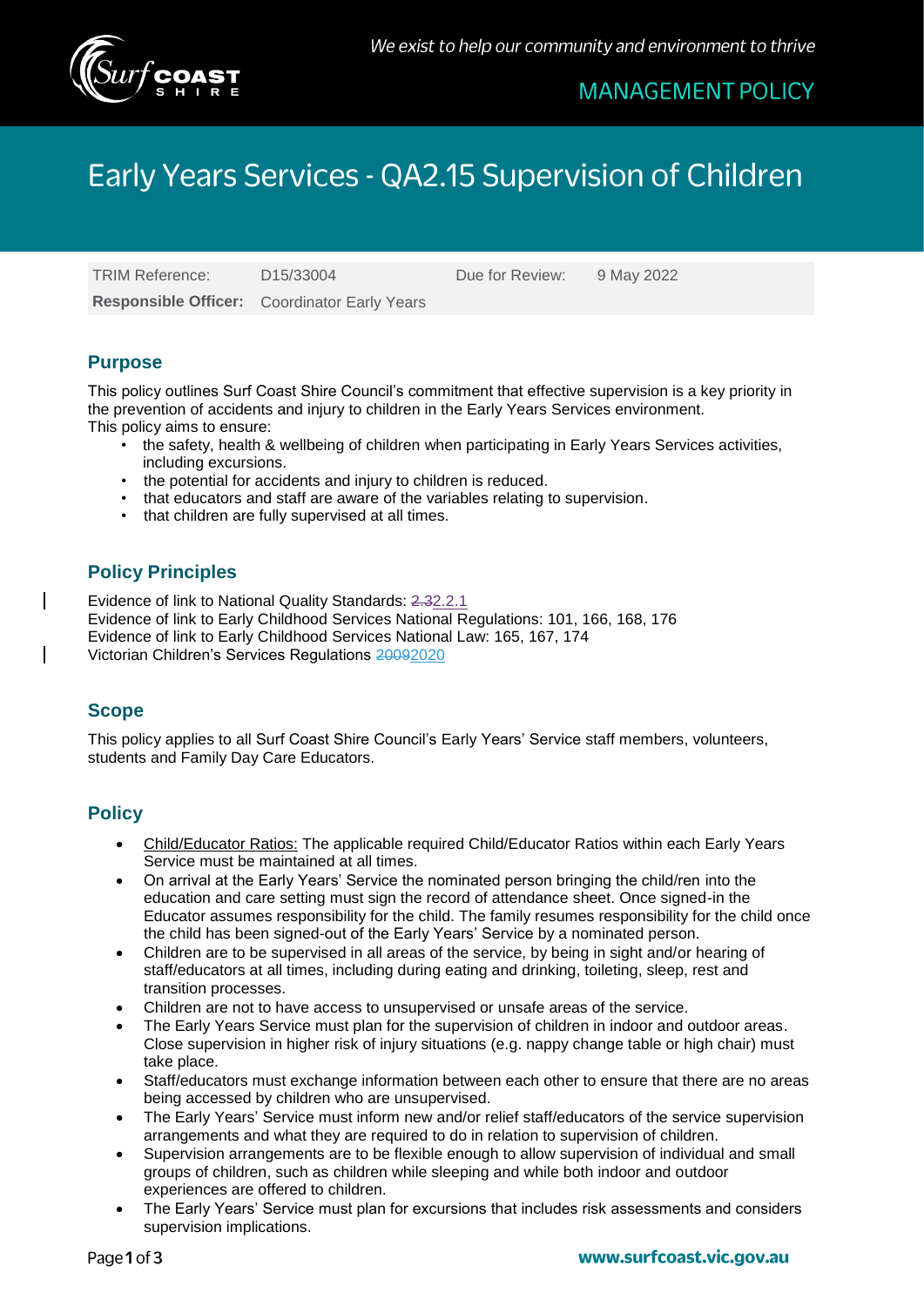We exist to help our community and environment to thrive

MANAGEMENT POLICY

# Early Years Services - QA2.15 Supervision of Children

| TRIM Reference: | D15/33004 | Due for Review: | 9 May 2022 |
| --- | --- | --- | --- |
| **Responsible Officer:** | Coordinator Early Years | | |

## Purpose

This policy outlines Surf Coast Shire Council's commitment that effective supervision is a key priority in the prevention of accidents and injury to children in the Early Years Services environment.
This policy aims to ensure:

- the safety, health & wellbeing of children when participating in Early Years Services activities, including excursions.
- the potential for accidents and injury to children is reduced.
- that educators and staff are aware of the variables relating to supervision.
- that children are fully supervised at all times.

## Policy Principles

Evidence of link to National Quality Standards: ~~2.3~~2.2.1
Evidence of link to Early Childhood Services National Regulations: 101, 166, 168, 176
Evidence of link to Early Childhood Services National Law: 165, 167, 174
Victorian Children's Services Regulations ~~2009~~2020

## Scope

This policy applies to all Surf Coast Shire Council's Early Years' Service staff members, volunteers, students and Family Day Care Educators.

## Policy

- Child/Educator Ratios: The applicable required Child/Educator Ratios within each Early Years Service must be maintained at all times.
- On arrival at the Early Years' Service the nominated person bringing the child/ren into the education and care setting must sign the record of attendance sheet. Once signed-in the Educator assumes responsibility for the child. The family resumes responsibility for the child once the child has been signed-out of the Early Years' Service by a nominated person.
- Children are to be supervised in all areas of the service, by being in sight and/or hearing of staff/educators at all times, including during eating and drinking, toileting, sleep, rest and transition processes.
- Children are not to have access to unsupervised or unsafe areas of the service.
- The Early Years Service must plan for the supervision of children in indoor and outdoor areas. Close supervision in higher risk of injury situations (e.g. nappy change table or high chair) must take place.
- Staff/educators must exchange information between each other to ensure that there are no areas being accessed by children who are unsupervised.
- The Early Years' Service must inform new and/or relief staff/educators of the service supervision arrangements and what they are required to do in relation to supervision of children.
- Supervision arrangements are to be flexible enough to allow supervision of individual and small groups of children, such as children while sleeping and while both indoor and outdoor experiences are offered to children.
- The Early Years' Service must plan for excursions that includes risk assessments and considers supervision implications.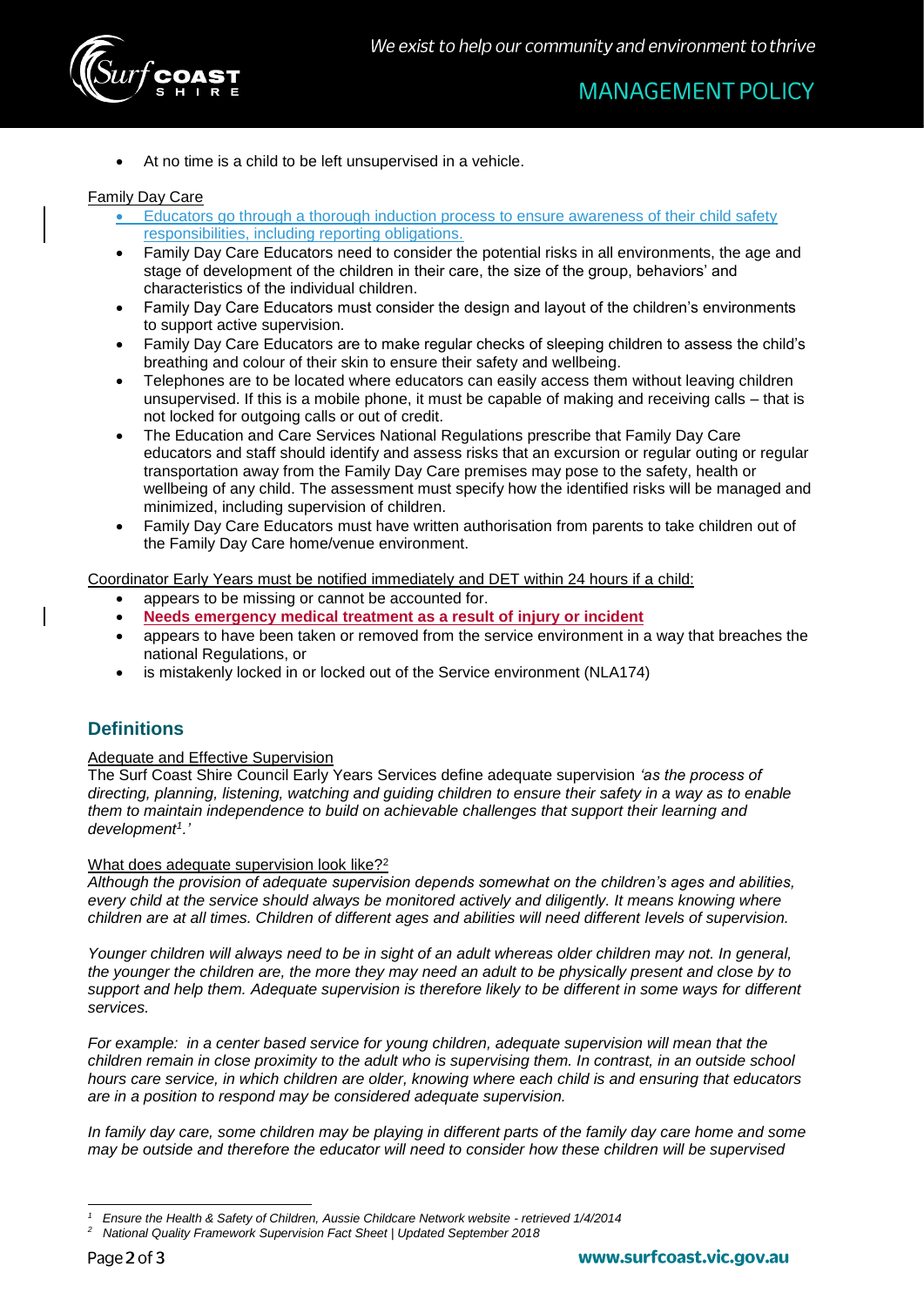- At no time is a child to be left unsupervised in a vehicle.

Family Day Care

- Educators go through a thorough induction process to ensure awareness of their child safety responsibilities, including reporting obligations.
- Family Day Care Educators need to consider the potential risks in all environments, the age and stage of development of the children in their care, the size of the group, behaviors' and characteristics of the individual children.
- Family Day Care Educators must consider the design and layout of the children's environments to support active supervision.
- Family Day Care Educators are to make regular checks of sleeping children to assess the child's breathing and colour of their skin to ensure their safety and wellbeing.
- Telephones are to be located where educators can easily access them without leaving children unsupervised. If this is a mobile phone, it must be capable of making and receiving calls – that is not locked for outgoing calls or out of credit.
- The Education and Care Services National Regulations prescribe that Family Day Care educators and staff should identify and assess risks that an excursion or regular outing or regular transportation away from the Family Day Care premises may pose to the safety, health or wellbeing of any child. The assessment must specify how the identified risks will be managed and minimized, including supervision of children.
- Family Day Care Educators must have written authorisation from parents to take children out of the Family Day Care home/venue environment.

Coordinator Early Years must be notified immediately and DET within 24 hours if a child:

- appears to be missing or cannot be accounted for.
- **Needs emergency medical treatment as a result of injury or incident**
- appears to have been taken or removed from the service environment in a way that breaches the national Regulations, or
- is mistakenly locked in or locked out of the Service environment (NLA174)

## Definitions

Adequate and Effective Supervision

The Surf Coast Shire Council Early Years Services define adequate supervision *'as the process of directing, planning, listening, watching and guiding children to ensure their safety in a way as to enable them to maintain independence to build on achievable challenges that support their learning and development[1].'*

What does adequate supervision look like?[2]

*Although the provision of adequate supervision depends somewhat on the children's ages and abilities, every child at the service should always be monitored actively and diligently. It means knowing where children are at all times. Children of different ages and abilities will need different levels of supervision.*

*Younger children will always need to be in sight of an adult whereas older children may not. In general, the younger the children are, the more they may need an adult to be physically present and close by to support and help them. Adequate supervision is therefore likely to be different in some ways for different services.*

*For example: in a center based service for young children, adequate supervision will mean that the children remain in close proximity to the adult who is supervising them. In contrast, in an outside school hours care service, in which children are older, knowing where each child is and ensuring that educators are in a position to respond may be considered adequate supervision.*

*In family day care, some children may be playing in different parts of the family day care home and some may be outside and therefore the educator will need to consider how these children will be supervised*

---

[1] *Ensure the Health & Safety of Children, Aussie Childcare Network website - retrieved 1/4/2014*

[2] *National Quality Framework Supervision Fact Sheet | Updated September 2018*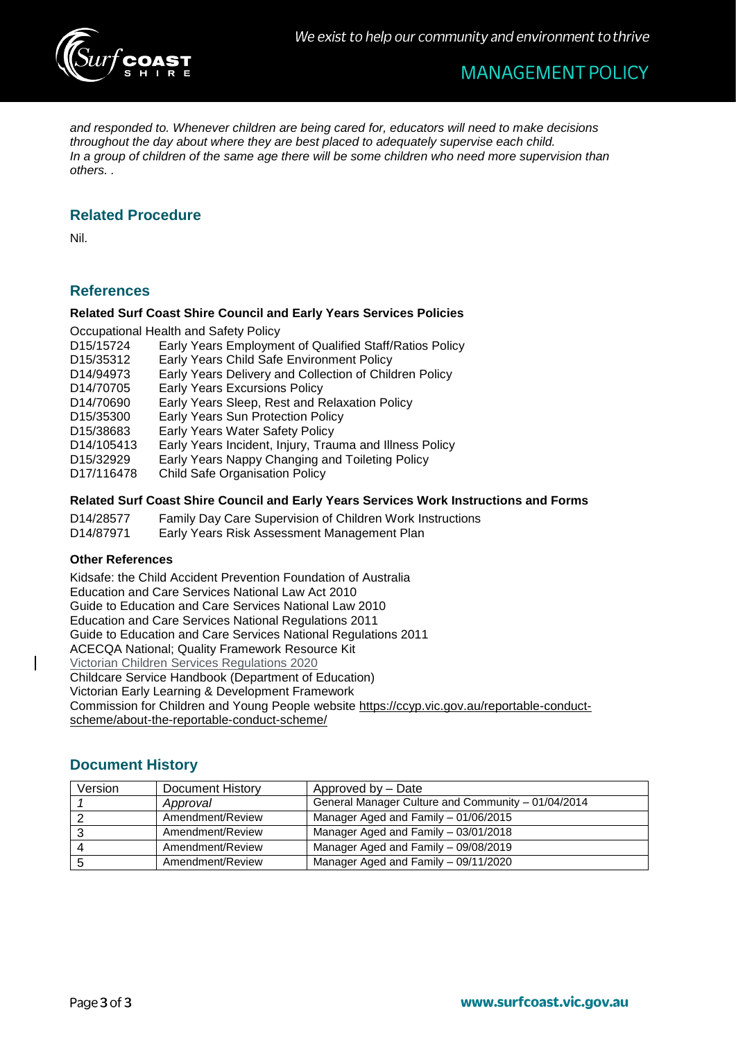*and responded to. Whenever children are being cared for, educators will need to make decisions throughout the day about where they are best placed to adequately supervise each child. In a group of children of the same age there will be some children who need more supervision than others. .*

## Related Procedure

Nil.

## References

**Related Surf Coast Shire Council and Early Years Services Policies**

Occupational Health and Safety Policy
D15/15724 Early Years Employment of Qualified Staff/Ratios Policy
D15/35312 Early Years Child Safe Environment Policy
D14/94973 Early Years Delivery and Collection of Children Policy
D14/70705 Early Years Excursions Policy
D14/70690 Early Years Sleep, Rest and Relaxation Policy
D15/35300 Early Years Sun Protection Policy
D15/38683 Early Years Water Safety Policy
D14/105413 Early Years Incident, Injury, Trauma and Illness Policy
D15/32929 Early Years Nappy Changing and Toileting Policy
D17/116478 Child Safe Organisation Policy

**Related Surf Coast Shire Council and Early Years Services Work Instructions and Forms**

D14/28577 Family Day Care Supervision of Children Work Instructions
D14/87971 Early Years Risk Assessment Management Plan

**Other References**

Kidsafe: the Child Accident Prevention Foundation of Australia
Education and Care Services National Law Act 2010
Guide to Education and Care Services National Law 2010
Education and Care Services National Regulations 2011
Guide to Education and Care Services National Regulations 2011
ACECQA National; Quality Framework Resource Kit
Victorian Children Services Regulations 2020
Childcare Service Handbook (Department of Education)
Victorian Early Learning & Development Framework
Commission for Children and Young People website https://ccyp.vic.gov.au/reportable-conduct-scheme/about-the-reportable-conduct-scheme/

## Document History

| Version | Document History | Approved by – Date |
|---|---|---|
| *1* | *Approval* | General Manager Culture and Community – 01/04/2014 |
| 2 | Amendment/Review | Manager Aged and Family – 01/06/2015 |
| 3 | Amendment/Review | Manager Aged and Family – 03/01/2018 |
| 4 | Amendment/Review | Manager Aged and Family – 09/08/2019 |
| 5 | Amendment/Review | Manager Aged and Family – 09/11/2020 |